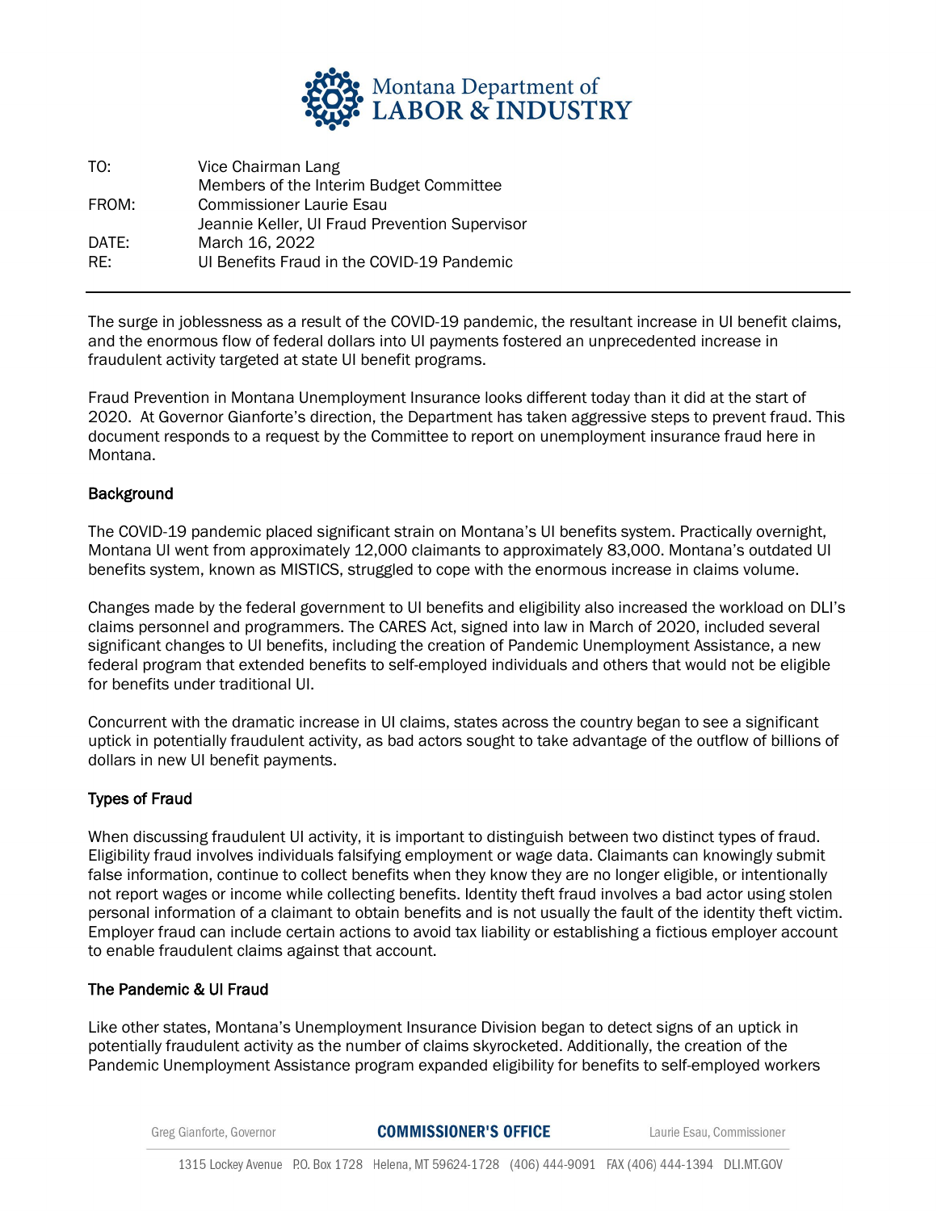Montana Department of LABOR & INDUSTRY

| | |
|---|---|
| TO: | Vice Chairman Lang<br>Members of the Interim Budget Committee |
| FROM: | Commissioner Laurie Esau<br>Jeannie Keller, UI Fraud Prevention Supervisor |
| DATE: | March 16, 2022 |
| RE: | UI Benefits Fraud in the COVID-19 Pandemic |

---

The surge in joblessness as a result of the COVID-19 pandemic, the resultant increase in UI benefit claims, and the enormous flow of federal dollars into UI payments fostered an unprecedented increase in fraudulent activity targeted at state UI benefit programs.

Fraud Prevention in Montana Unemployment Insurance looks different today than it did at the start of 2020. At Governor Gianforte's direction, the Department has taken aggressive steps to prevent fraud. This document responds to a request by the Committee to report on unemployment insurance fraud here in Montana.

## Background

The COVID-19 pandemic placed significant strain on Montana's UI benefits system. Practically overnight, Montana UI went from approximately 12,000 claimants to approximately 83,000. Montana's outdated UI benefits system, known as MISTICS, struggled to cope with the enormous increase in claims volume.

Changes made by the federal government to UI benefits and eligibility also increased the workload on DLI's claims personnel and programmers. The CARES Act, signed into law in March of 2020, included several significant changes to UI benefits, including the creation of Pandemic Unemployment Assistance, a new federal program that extended benefits to self-employed individuals and others that would not be eligible for benefits under traditional UI.

Concurrent with the dramatic increase in UI claims, states across the country began to see a significant uptick in potentially fraudulent activity, as bad actors sought to take advantage of the outflow of billions of dollars in new UI benefit payments.

## Types of Fraud

When discussing fraudulent UI activity, it is important to distinguish between two distinct types of fraud. Eligibility fraud involves individuals falsifying employment or wage data. Claimants can knowingly submit false information, continue to collect benefits when they know they are no longer eligible, or intentionally not report wages or income while collecting benefits. Identity theft fraud involves a bad actor using stolen personal information of a claimant to obtain benefits and is not usually the fault of the identity theft victim. Employer fraud can include certain actions to avoid tax liability or establishing a fictious employer account to enable fraudulent claims against that account.

## The Pandemic & UI Fraud

Like other states, Montana's Unemployment Insurance Division began to detect signs of an uptick in potentially fraudulent activity as the number of claims skyrocketed. Additionally, the creation of the Pandemic Unemployment Assistance program expanded eligibility for benefits to self-employed workers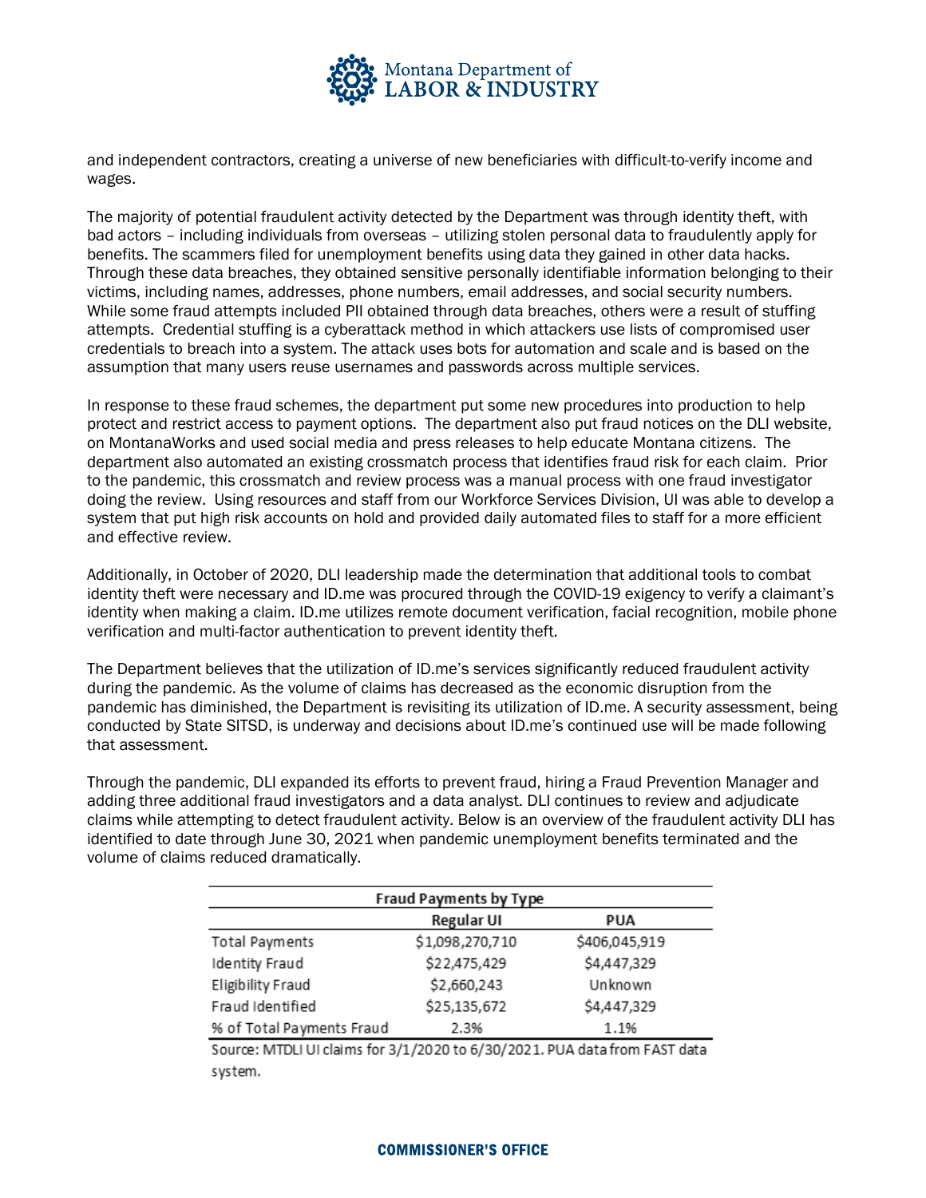and independent contractors, creating a universe of new beneficiaries with difficult-to-verify income and wages.

The majority of potential fraudulent activity detected by the Department was through identity theft, with bad actors – including individuals from overseas – utilizing stolen personal data to fraudulently apply for benefits. The scammers filed for unemployment benefits using data they gained in other data hacks. Through these data breaches, they obtained sensitive personally identifiable information belonging to their victims, including names, addresses, phone numbers, email addresses, and social security numbers. While some fraud attempts included PII obtained through data breaches, others were a result of stuffing attempts. Credential stuffing is a cyberattack method in which attackers use lists of compromised user credentials to breach into a system. The attack uses bots for automation and scale and is based on the assumption that many users reuse usernames and passwords across multiple services.

In response to these fraud schemes, the department put some new procedures into production to help protect and restrict access to payment options. The department also put fraud notices on the DLI website, on MontanaWorks and used social media and press releases to help educate Montana citizens. The department also automated an existing crossmatch process that identifies fraud risk for each claim. Prior to the pandemic, this crossmatch and review process was a manual process with one fraud investigator doing the review. Using resources and staff from our Workforce Services Division, UI was able to develop a system that put high risk accounts on hold and provided daily automated files to staff for a more efficient and effective review.

Additionally, in October of 2020, DLI leadership made the determination that additional tools to combat identity theft were necessary and ID.me was procured through the COVID-19 exigency to verify a claimant's identity when making a claim. ID.me utilizes remote document verification, facial recognition, mobile phone verification and multi-factor authentication to prevent identity theft.

The Department believes that the utilization of ID.me's services significantly reduced fraudulent activity during the pandemic. As the volume of claims has decreased as the economic disruption from the pandemic has diminished, the Department is revisiting its utilization of ID.me. A security assessment, being conducted by State SITSD, is underway and decisions about ID.me's continued use will be made following that assessment.

Through the pandemic, DLI expanded its efforts to prevent fraud, hiring a Fraud Prevention Manager and adding three additional fraud investigators and a data analyst. DLI continues to review and adjudicate claims while attempting to detect fraudulent activity. Below is an overview of the fraudulent activity DLI has identified to date through June 30, 2021 when pandemic unemployment benefits terminated and the volume of claims reduced dramatically.

**Fraud Payments by Type**

| | Regular UI | PUA |
|---|---|---|
| Total Payments | $1,098,270,710 | $406,045,919 |
| Identity Fraud | $22,475,429 | $4,447,329 |
| Eligibility Fraud | $2,660,243 | Unknown |
| Fraud Identified | $25,135,672 | $4,447,329 |
| % of Total Payments Fraud | 2.3% | 1.1% |

Source: MTDLI UI claims for 3/1/2020 to 6/30/2021. PUA data from FAST data system.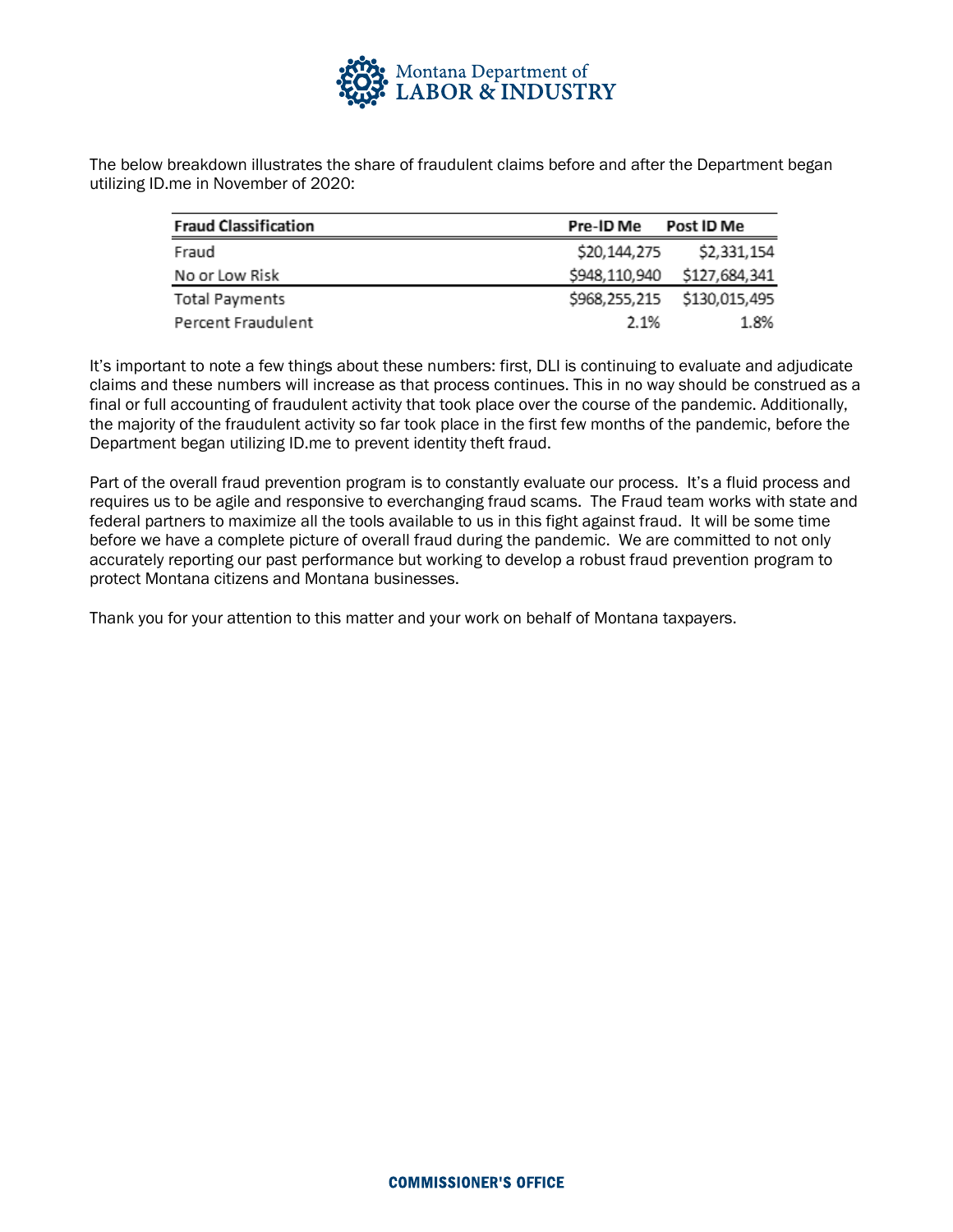The below breakdown illustrates the share of fraudulent claims before and after the Department began utilizing ID.me in November of 2020:

| Fraud Classification | Pre-ID Me | Post ID Me |
|---|---|---|
| Fraud | $20,144,275 | $2,331,154 |
| No or Low Risk | $948,110,940 | $127,684,341 |
| Total Payments | $968,255,215 | $130,015,495 |
| Percent Fraudulent | 2.1% | 1.8% |

It's important to note a few things about these numbers: first, DLI is continuing to evaluate and adjudicate claims and these numbers will increase as that process continues. This in no way should be construed as a final or full accounting of fraudulent activity that took place over the course of the pandemic. Additionally, the majority of the fraudulent activity so far took place in the first few months of the pandemic, before the Department began utilizing ID.me to prevent identity theft fraud.

Part of the overall fraud prevention program is to constantly evaluate our process. It's a fluid process and requires us to be agile and responsive to everchanging fraud scams. The Fraud team works with state and federal partners to maximize all the tools available to us in this fight against fraud. It will be some time before we have a complete picture of overall fraud during the pandemic. We are committed to not only accurately reporting our past performance but working to develop a robust fraud prevention program to protect Montana citizens and Montana businesses.

Thank you for your attention to this matter and your work on behalf of Montana taxpayers.